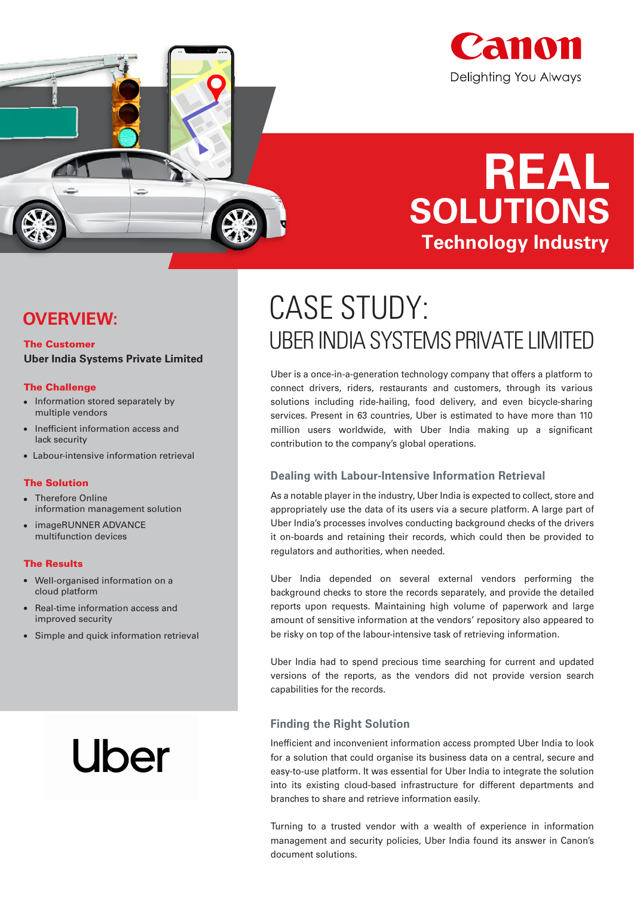Canon

Delighting You Always

# REAL SOLUTIONS

## Technology Industry

## OVERVIEW:

**The Customer**

**Uber India Systems Private Limited**

**The Challenge**

- Information stored separately by multiple vendors
- Inefficient information access and lack security
- Labour-intensive information retrieval

**The Solution**

- Therefore Online information management solution
- imageRUNNER ADVANCE multifunction devices

**The Results**

- Well-organised information on a cloud platform
- Real-time information access and improved security
- Simple and quick information retrieval

Uber

# CASE STUDY:

## UBER INDIA SYSTEMS PRIVATE LIMITED

Uber is a once-in-a-generation technology company that offers a platform to connect drivers, riders, restaurants and customers, through its various solutions including ride-hailing, food delivery, and even bicycle-sharing services. Present in 63 countries, Uber is estimated to have more than 110 million users worldwide, with Uber India making up a significant contribution to the company's global operations.

### Dealing with Labour-Intensive Information Retrieval

As a notable player in the industry, Uber India is expected to collect, store and appropriately use the data of its users via a secure platform. A large part of Uber India's processes involves conducting background checks of the drivers it on-boards and retaining their records, which could then be provided to regulators and authorities, when needed.

Uber India depended on several external vendors performing the background checks to store the records separately, and provide the detailed reports upon requests. Maintaining high volume of paperwork and large amount of sensitive information at the vendors' repository also appeared to be risky on top of the labour-intensive task of retrieving information.

Uber India had to spend precious time searching for current and updated versions of the reports, as the vendors did not provide version search capabilities for the records.

### Finding the Right Solution

Inefficient and inconvenient information access prompted Uber India to look for a solution that could organise its business data on a central, secure and easy-to-use platform. It was essential for Uber India to integrate the solution into its existing cloud-based infrastructure for different departments and branches to share and retrieve information easily.

Turning to a trusted vendor with a wealth of experience in information management and security policies, Uber India found its answer in Canon's document solutions.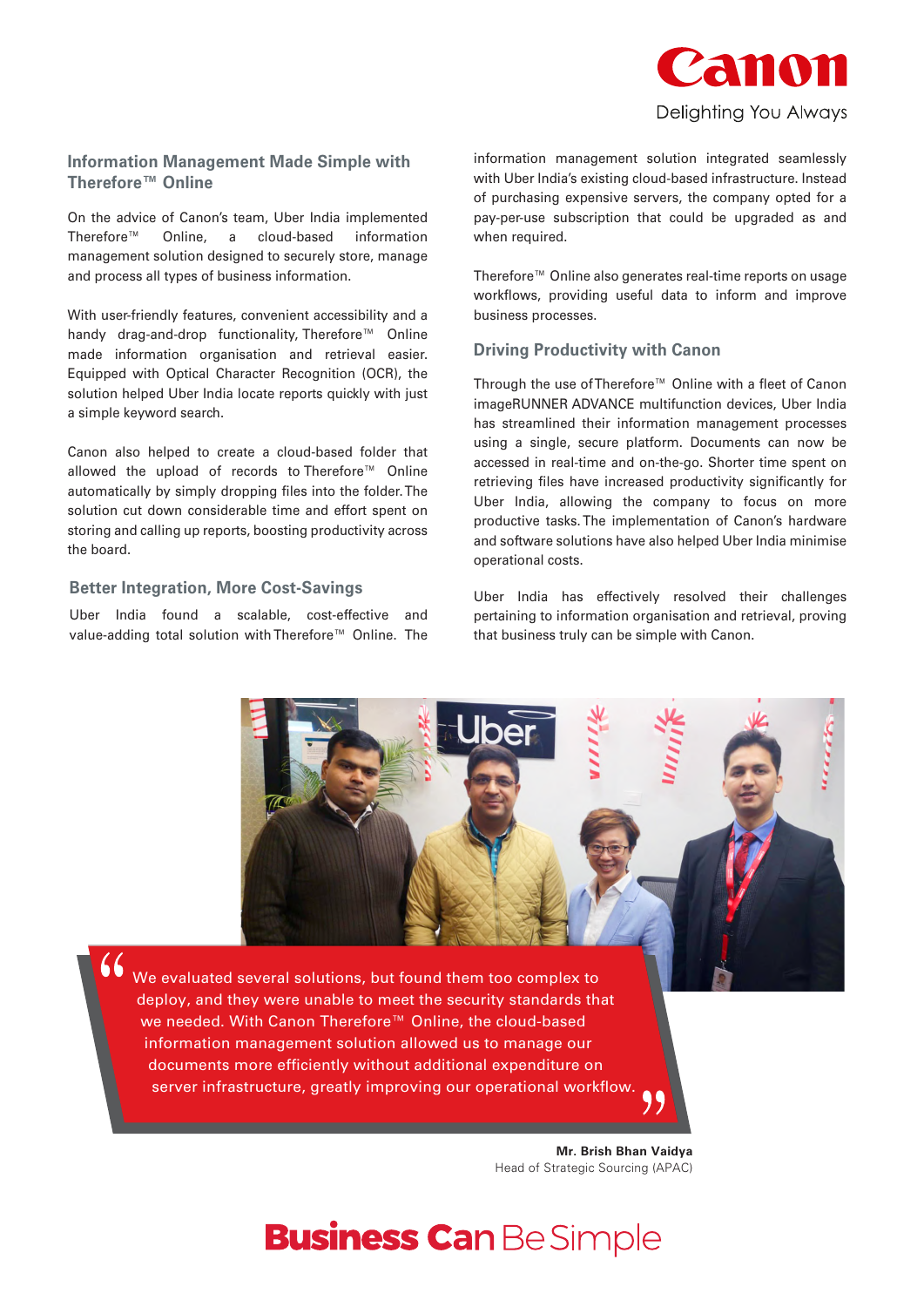## Information Management Made Simple with Therefore™ Online

On the advice of Canon's team, Uber India implemented Therefore™ Online, a cloud-based information management solution designed to securely store, manage and process all types of business information.

With user-friendly features, convenient accessibility and a handy drag-and-drop functionality, Therefore™ Online made information organisation and retrieval easier. Equipped with Optical Character Recognition (OCR), the solution helped Uber India locate reports quickly with just a simple keyword search.

Canon also helped to create a cloud-based folder that allowed the upload of records to Therefore™ Online automatically by simply dropping files into the folder. The solution cut down considerable time and effort spent on storing and calling up reports, boosting productivity across the board.

## Better Integration, More Cost-Savings

Uber India found a scalable, cost-effective and value-adding total solution with Therefore™ Online. The information management solution integrated seamlessly with Uber India's existing cloud-based infrastructure. Instead of purchasing expensive servers, the company opted for a pay-per-use subscription that could be upgraded as and when required.

Therefore™ Online also generates real-time reports on usage workflows, providing useful data to inform and improve business processes.

## Driving Productivity with Canon

Through the use of Therefore™ Online with a fleet of Canon imageRUNNER ADVANCE multifunction devices, Uber India has streamlined their information management processes using a single, secure platform. Documents can now be accessed in real-time and on-the-go. Shorter time spent on retrieving files have increased productivity significantly for Uber India, allowing the company to focus on more productive tasks. The implementation of Canon's hardware and software solutions have also helped Uber India minimise operational costs.

Uber India has effectively resolved their challenges pertaining to information organisation and retrieval, proving that business truly can be simple with Canon.

> "We evaluated several solutions, but found them too complex to deploy, and they were unable to meet the security standards that we needed. With Canon Therefore™ Online, the cloud-based information management solution allowed us to manage our documents more efficiently without additional expenditure on server infrastructure, greatly improving our operational workflow."

**Mr. Brish Bhan Vaidya**
Head of Strategic Sourcing (APAC)

**Business Can** Be Simple